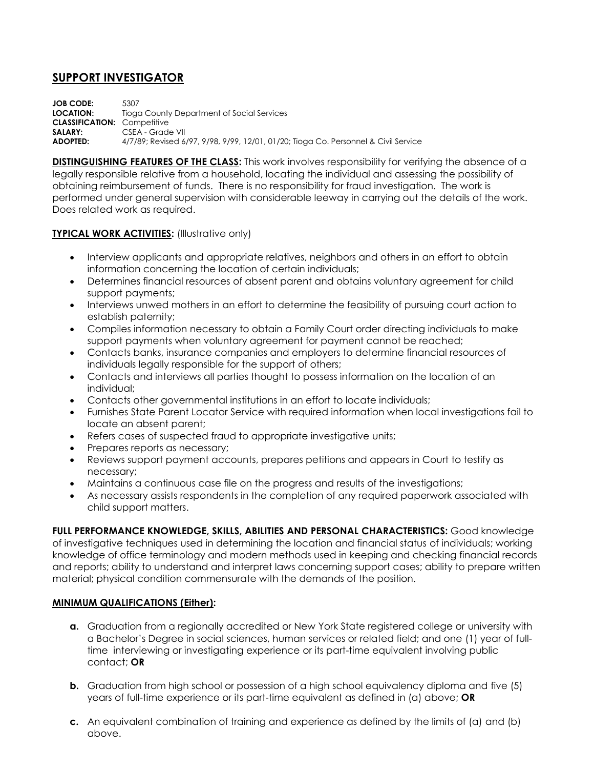# SUPPORT INVESTIGATOR

**JOB CODE:** 5307
**LOCATION:** Tioga County Department of Social Services
**CLASSIFICATION:** Competitive
**SALARY:** CSEA - Grade VII
**ADOPTED:** 4/7/89; Revised 6/97, 9/98, 9/99, 12/01, 01/20; Tioga Co. Personnel & Civil Service

**DISTINGUISHING FEATURES OF THE CLASS:** This work involves responsibility for verifying the absence of a legally responsible relative from a household, locating the individual and assessing the possibility of obtaining reimbursement of funds. There is no responsibility for fraud investigation. The work is performed under general supervision with considerable leeway in carrying out the details of the work. Does related work as required.

**TYPICAL WORK ACTIVITIES:** (Illustrative only)

- Interview applicants and appropriate relatives, neighbors and others in an effort to obtain information concerning the location of certain individuals;
- Determines financial resources of absent parent and obtains voluntary agreement for child support payments;
- Interviews unwed mothers in an effort to determine the feasibility of pursuing court action to establish paternity;
- Compiles information necessary to obtain a Family Court order directing individuals to make support payments when voluntary agreement for payment cannot be reached;
- Contacts banks, insurance companies and employers to determine financial resources of individuals legally responsible for the support of others;
- Contacts and interviews all parties thought to possess information on the location of an individual;
- Contacts other governmental institutions in an effort to locate individuals;
- Furnishes State Parent Locator Service with required information when local investigations fail to locate an absent parent;
- Refers cases of suspected fraud to appropriate investigative units;
- Prepares reports as necessary;
- Reviews support payment accounts, prepares petitions and appears in Court to testify as necessary;
- Maintains a continuous case file on the progress and results of the investigations;
- As necessary assists respondents in the completion of any required paperwork associated with child support matters.

**FULL PERFORMANCE KNOWLEDGE, SKILLS, ABILITIES AND PERSONAL CHARACTERISTICS:** Good knowledge of investigative techniques used in determining the location and financial status of individuals; working knowledge of office terminology and modern methods used in keeping and checking financial records and reports; ability to understand and interpret laws concerning support cases; ability to prepare written material; physical condition commensurate with the demands of the position.

**MINIMUM QUALIFICATIONS (Either):**

**a.** Graduation from a regionally accredited or New York State registered college or university with a Bachelor's Degree in social sciences, human services or related field; and one (1) year of full-time interviewing or investigating experience or its part-time equivalent involving public contact; **OR**

**b.** Graduation from high school or possession of a high school equivalency diploma and five (5) years of full-time experience or its part-time equivalent as defined in (a) above; **OR**

**c.** An equivalent combination of training and experience as defined by the limits of (a) and (b) above.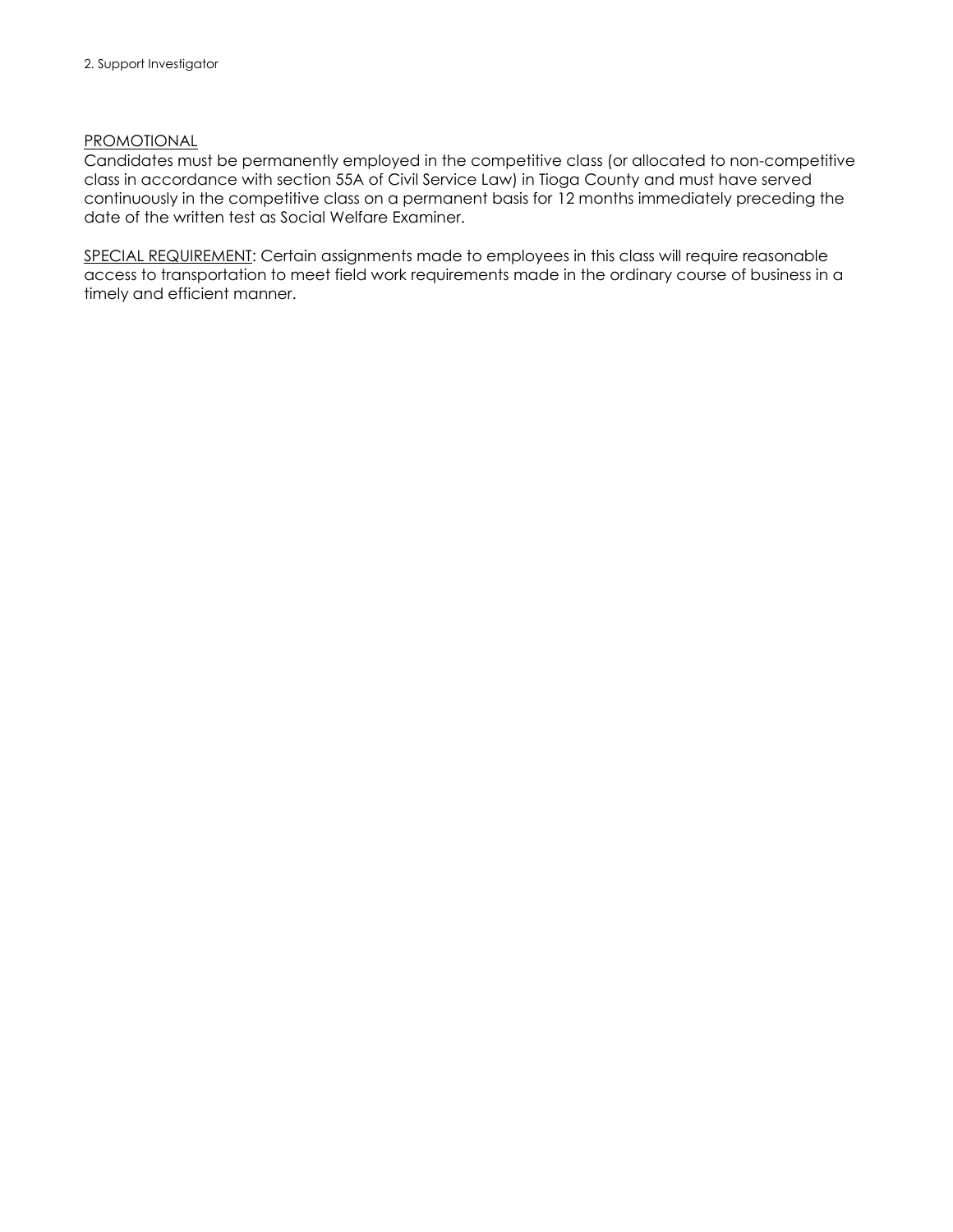<u>PROMOTIONAL</u>
Candidates must be permanently employed in the competitive class (or allocated to non-competitive class in accordance with section 55A of Civil Service Law) in Tioga County and must have served continuously in the competitive class on a permanent basis for 12 months immediately preceding the date of the written test as Social Welfare Examiner.

<u>SPECIAL REQUIREMENT</u>: Certain assignments made to employees in this class will require reasonable access to transportation to meet field work requirements made in the ordinary course of business in a timely and efficient manner.